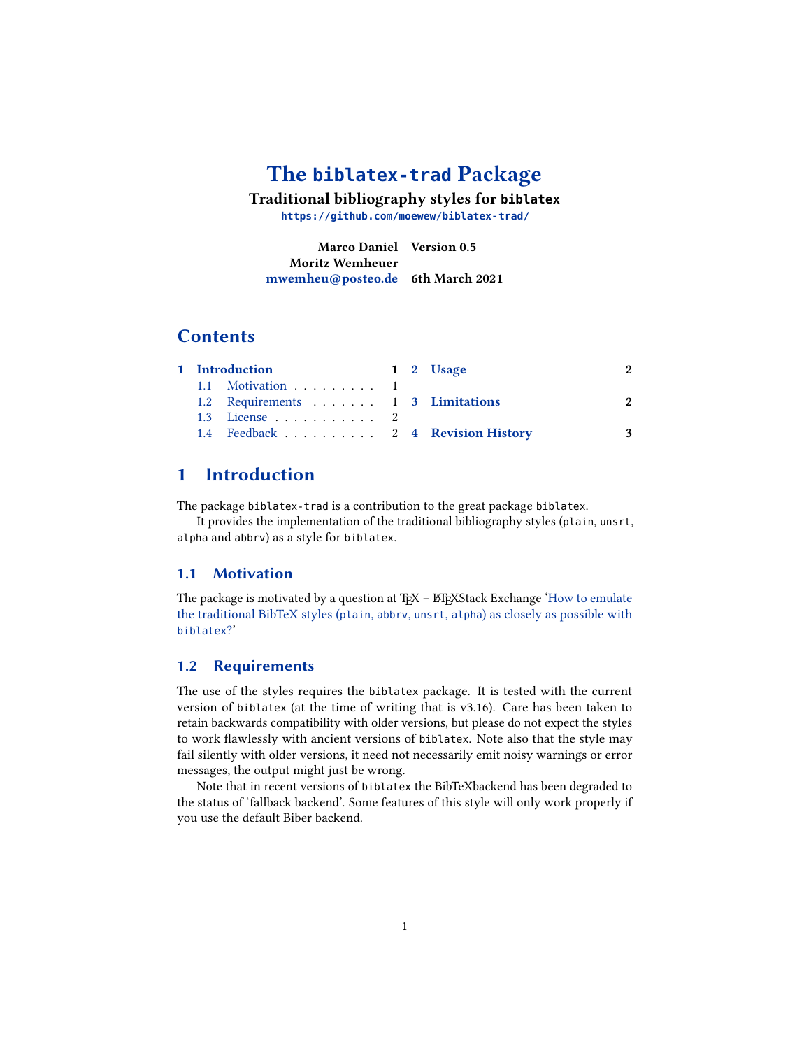# The biblatex-trad Package

**Traditional bibliography styles for biblatex**

https://github.com/moewew/biblatex-trad/

**Marco Daniel** **Version 0.5**
**Moritz Wemheuer**
mwemheu@posteo.de **6th March 2021**

## Contents

- 1 Introduction — 1
  - 1.1 Motivation — 1
  - 1.2 Requirements — 1
  - 1.3 License — 2
  - 1.4 Feedback — 2
- 2 Usage — 2
- 3 Limitations — 2
- 4 Revision History — 3

## 1 Introduction

The package `biblatex-trad` is a contribution to the great package `biblatex`.

It provides the implementation of the traditional bibliography styles (`plain`, `unsrt`, `alpha` and `abbrv`) as a style for `biblatex`.

### 1.1 Motivation

The package is motivated by a question at TEX – LATEXStack Exchange 'How to emulate the traditional BibTeX styles (`plain`, `abbrv`, `unsrt`, `alpha`) as closely as possible with `biblatex`?'

### 1.2 Requirements

The use of the styles requires the `biblatex` package. It is tested with the current version of `biblatex` (at the time of writing that is v3.16). Care has been taken to retain backwards compatibility with older versions, but please do not expect the styles to work flawlessly with ancient versions of `biblatex`. Note also that the style may fail silently with older versions, it need not necessarily emit noisy warnings or error messages, the output might just be wrong.

Note that in recent versions of `biblatex` the BibTeXbackend has been degraded to the status of 'fallback backend'. Some features of this style will only work properly if you use the default Biber backend.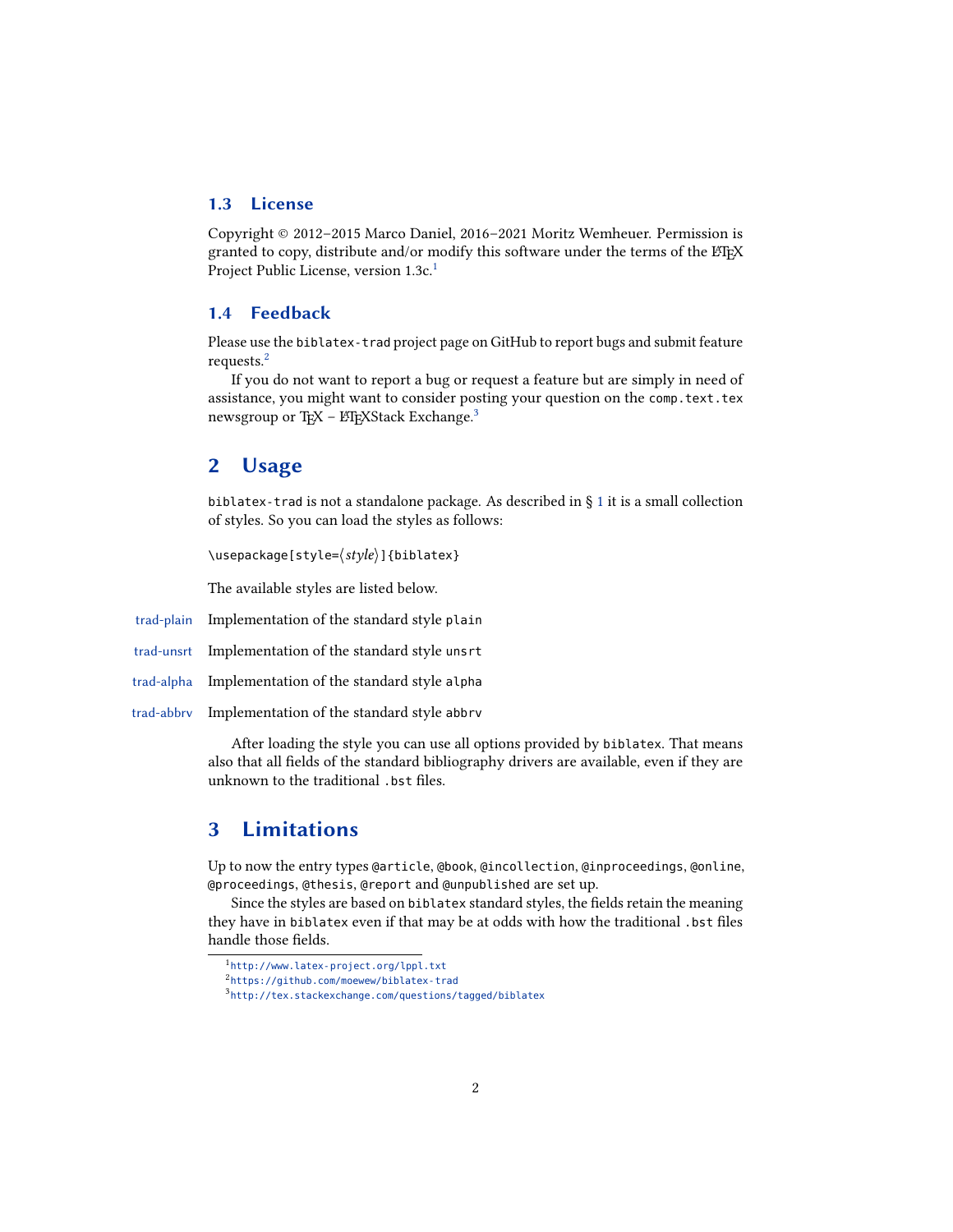### 1.3 License

Copyright © 2012–2015 Marco Daniel, 2016–2021 Moritz Wemheuer. Permission is granted to copy, distribute and/or modify this software under the terms of the LaTeX Project Public License, version 1.3c.[1]

### 1.4 Feedback

Please use the `biblatex-trad` project page on GitHub to report bugs and submit feature requests.[2]

If you do not want to report a bug or request a feature but are simply in need of assistance, you might want to consider posting your question on the `comp.text.tex` newsgroup or TeX – LaTeXStack Exchange.[3]

## 2 Usage

`biblatex-trad` is not a standalone package. As described in § 1 it is a small collection of styles. So you can load the styles as follows:

```
\usepackage[style=⟨style⟩]{biblatex}
```

The available styles are listed below.

- **trad-plain** Implementation of the standard style `plain`
- **trad-unsrt** Implementation of the standard style `unsrt`
- **trad-alpha** Implementation of the standard style `alpha`
- **trad-abbrv** Implementation of the standard style `abbrv`

After loading the style you can use all options provided by `biblatex`. That means also that all fields of the standard bibliography drivers are available, even if they are unknown to the traditional `.bst` files.

## 3 Limitations

Up to now the entry types `@article`, `@book`, `@incollection`, `@inproceedings`, `@online`, `@proceedings`, `@thesis`, `@report` and `@unpublished` are set up.

Since the styles are based on `biblatex` standard styles, the fields retain the meaning they have in `biblatex` even if that may be at odds with how the traditional `.bst` files handle those fields.

[1] http://www.latex-project.org/lppl.txt
[2] https://github.com/moewew/biblatex-trad
[3] http://tex.stackexchange.com/questions/tagged/biblatex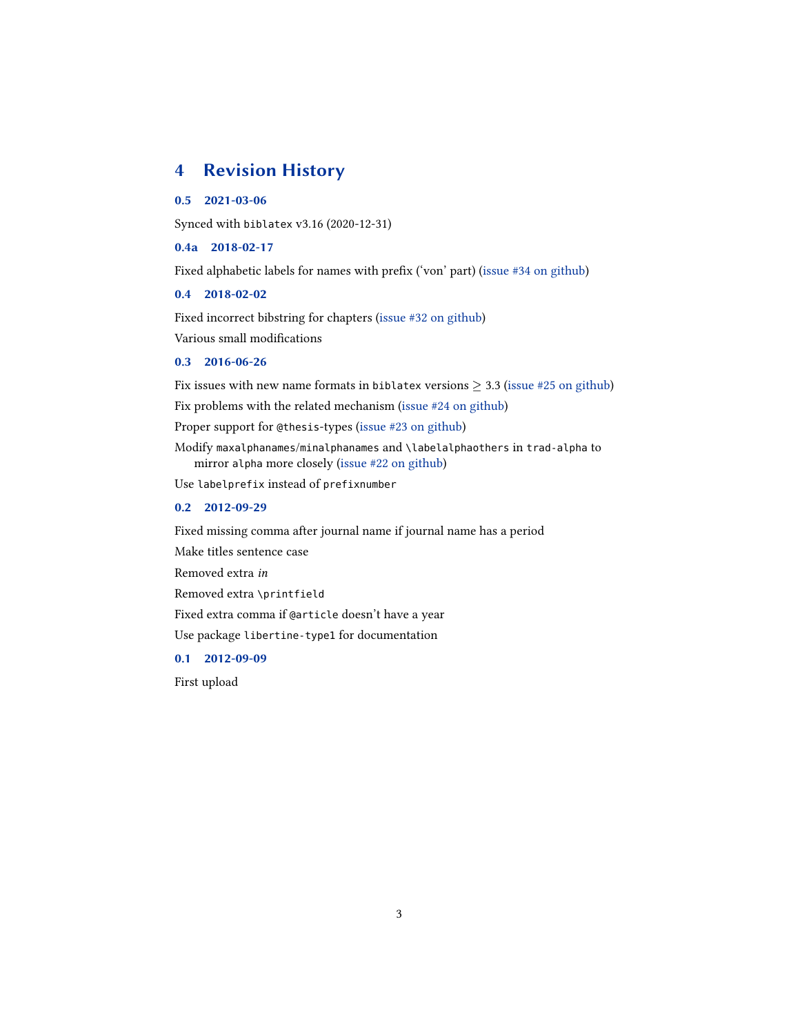## 4 Revision History

### 0.5 2021-03-06

Synced with `biblatex` v3.16 (2020-12-31)

### 0.4a 2018-02-17

Fixed alphabetic labels for names with prefix (‘von’ part) (issue #34 on github)

### 0.4 2018-02-02

Fixed incorrect bibstring for chapters (issue #32 on github)

Various small modifications

### 0.3 2016-06-26

Fix issues with new name formats in `biblatex` versions $\geq$ 3.3 (issue #25 on github)

Fix problems with the related mechanism (issue #24 on github)

Proper support for `@thesis`-types (issue #23 on github)

Modify `maxalphanames`/`minalphanames` and `\labelalphaothers` in `trad-alpha` to mirror `alpha` more closely (issue #22 on github)

Use `labelprefix` instead of `prefixnumber`

### 0.2 2012-09-29

Fixed missing comma after journal name if journal name has a period

Make titles sentence case

Removed extra *in*

Removed extra `\printfield`

Fixed extra comma if `@article` doesn’t have a year

Use package `libertine-type1` for documentation

### 0.1 2012-09-09

First upload